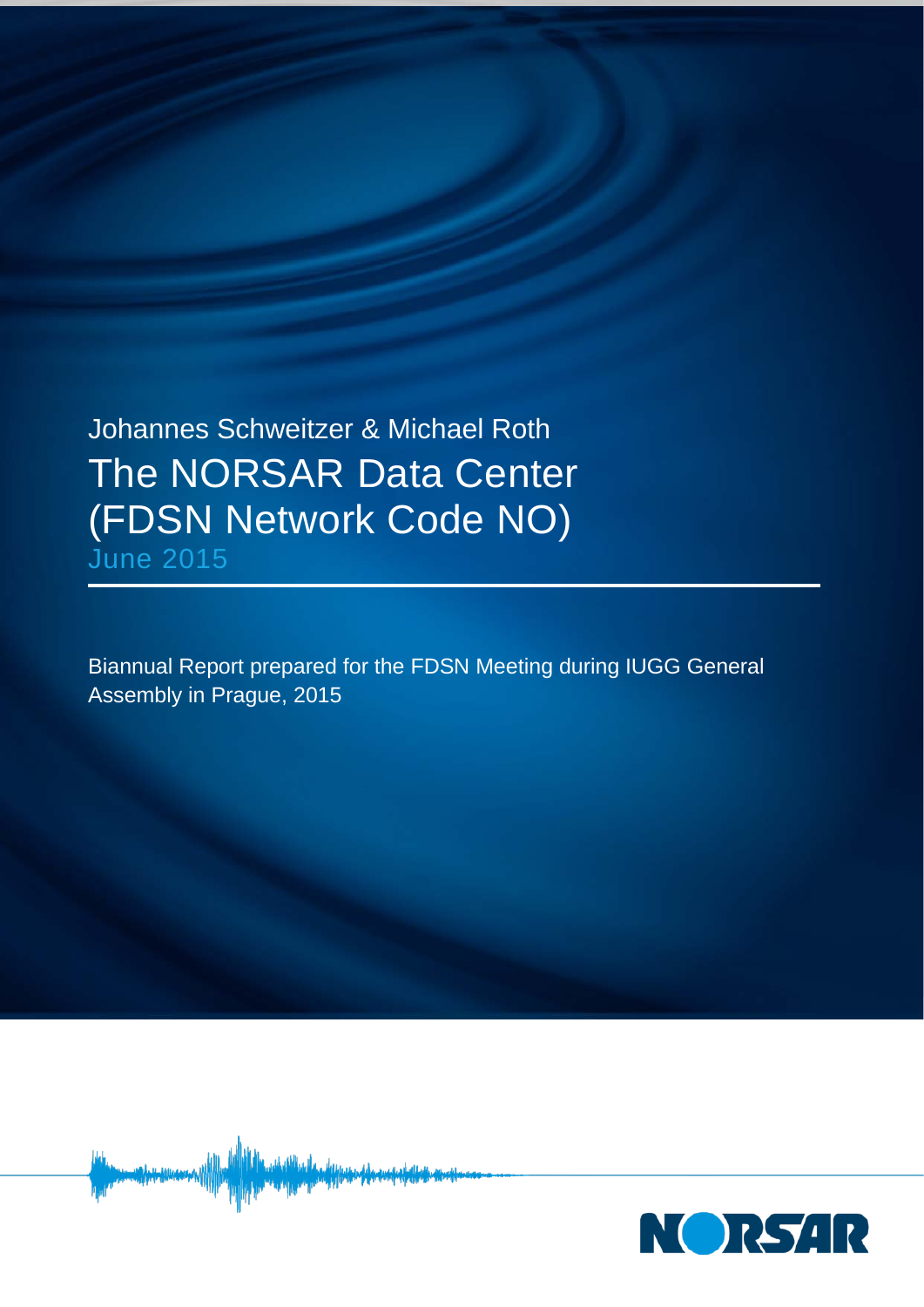Johannes Schweitzer & Michael Roth

# The NORSAR Data Center (FDSN Network Code NO)

June 2015

Biannual Report prepared for the FDSN Meeting during IUGG General Assembly in Prague, 2015

NORSAR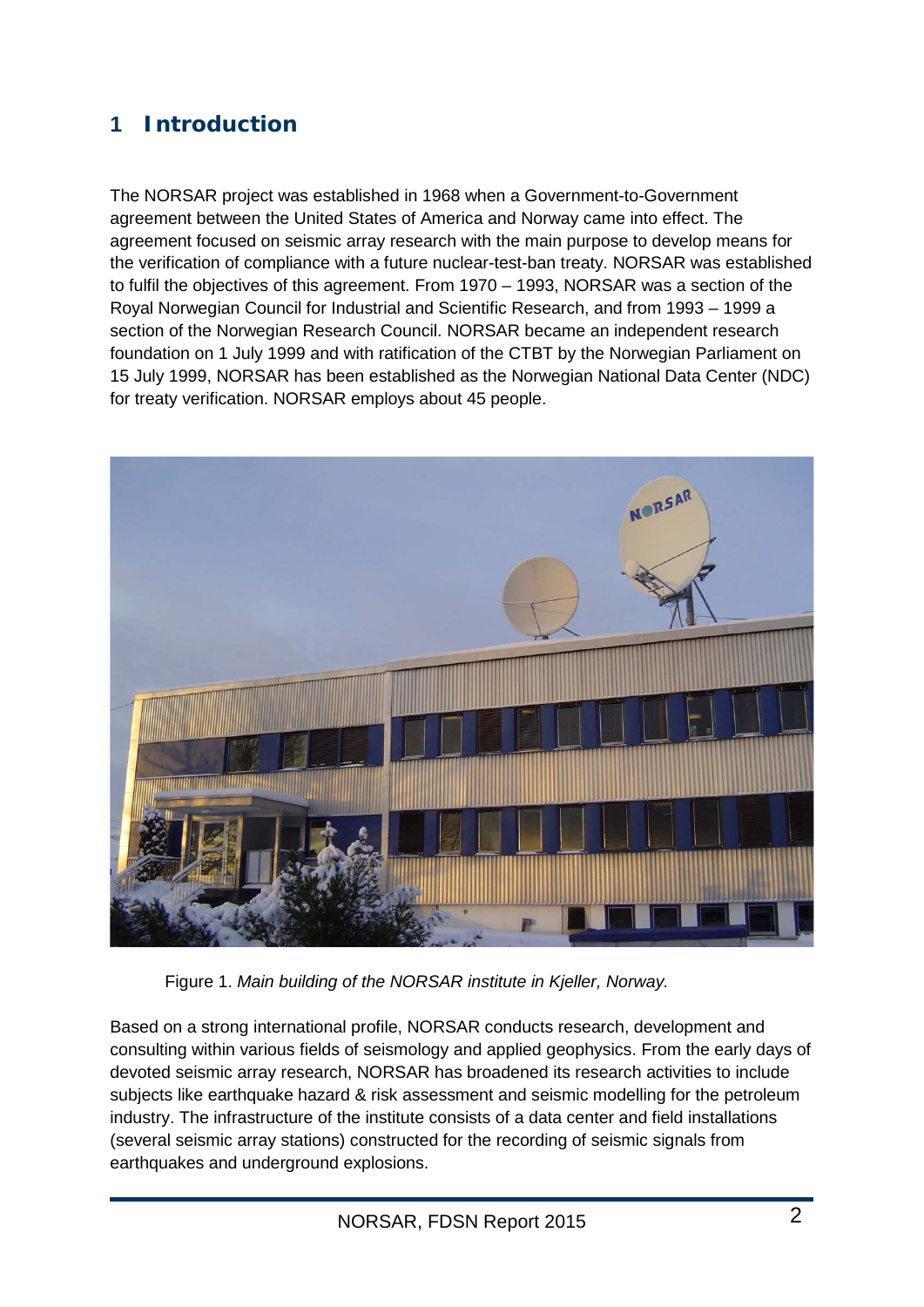# 1 Introduction

The NORSAR project was established in 1968 when a Government-to-Government agreement between the United States of America and Norway came into effect. The agreement focused on seismic array research with the main purpose to develop means for the verification of compliance with a future nuclear-test-ban treaty. NORSAR was established to fulfil the objectives of this agreement. From 1970 – 1993, NORSAR was a section of the Royal Norwegian Council for Industrial and Scientific Research, and from 1993 – 1999 a section of the Norwegian Research Council. NORSAR became an independent research foundation on 1 July 1999 and with ratification of the CTBT by the Norwegian Parliament on 15 July 1999, NORSAR has been established as the Norwegian National Data Center (NDC) for treaty verification. NORSAR employs about 45 people.

Figure 1. *Main building of the NORSAR institute in Kjeller, Norway.*

Based on a strong international profile, NORSAR conducts research, development and consulting within various fields of seismology and applied geophysics. From the early days of devoted seismic array research, NORSAR has broadened its research activities to include subjects like earthquake hazard & risk assessment and seismic modelling for the petroleum industry. The infrastructure of the institute consists of a data center and field installations (several seismic array stations) constructed for the recording of seismic signals from earthquakes and underground explosions.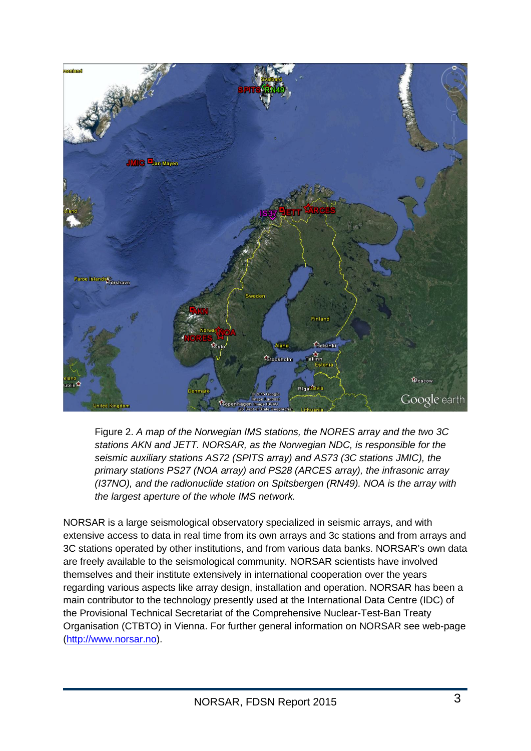Figure 2. *A map of the Norwegian IMS stations, the NORES array and the two 3C stations AKN and JETT. NORSAR, as the Norwegian NDC, is responsible for the seismic auxiliary stations AS72 (SPITS array) and AS73 (3C stations JMIC), the primary stations PS27 (NOA array) and PS28 (ARCES array), the infrasonic array (I37NO), and the radionuclide station on Spitsbergen (RN49). NOA is the array with the largest aperture of the whole IMS network.*

NORSAR is a large seismological observatory specialized in seismic arrays, and with extensive access to data in real time from its own arrays and 3c stations and from arrays and 3C stations operated by other institutions, and from various data banks. NORSAR's own data are freely available to the seismological community. NORSAR scientists have involved themselves and their institute extensively in international cooperation over the years regarding various aspects like array design, installation and operation. NORSAR has been a main contributor to the technology presently used at the International Data Centre (IDC) of the Provisional Technical Secretariat of the Comprehensive Nuclear-Test-Ban Treaty Organisation (CTBTO) in Vienna. For further general information on NORSAR see web-page (http://www.norsar.no).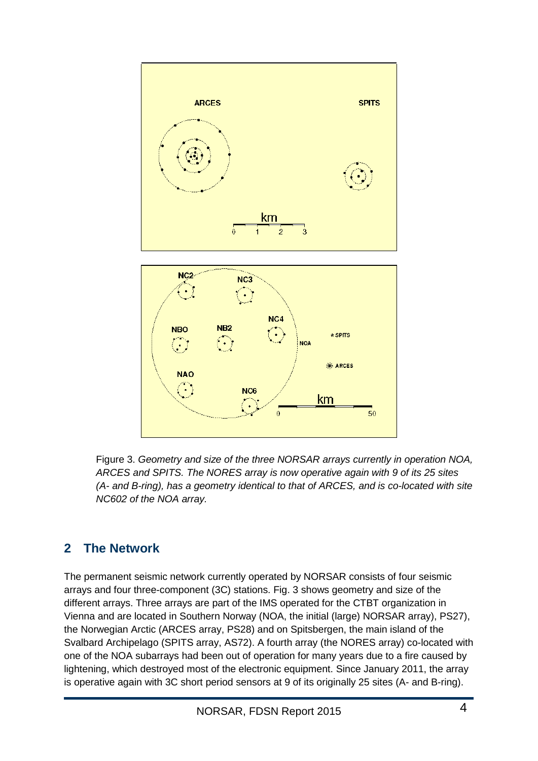ARCES

SPITS

km

0 1 2 3

NC2

NC3

NC4

NBO

NB2

NOA

SPITS

ARCES

NAO

NC6

km

0 50

Figure 3. *Geometry and size of the three NORSAR arrays currently in operation NOA, ARCES and SPITS. The NORES array is now operative again with 9 of its 25 sites (A- and B-ring), has a geometry identical to that of ARCES, and is co-located with site NC602 of the NOA array.*

## 2 The Network

The permanent seismic network currently operated by NORSAR consists of four seismic arrays and four three-component (3C) stations. Fig. 3 shows geometry and size of the different arrays. Three arrays are part of the IMS operated for the CTBT organization in Vienna and are located in Southern Norway (NOA, the initial (large) NORSAR array), PS27), the Norwegian Arctic (ARCES array, PS28) and on Spitsbergen, the main island of the Svalbard Archipelago (SPITS array, AS72). A fourth array (the NORES array) co-located with one of the NOA subarrays had been out of operation for many years due to a fire caused by lightening, which destroyed most of the electronic equipment. Since January 2011, the array is operative again with 3C short period sensors at 9 of its originally 25 sites (A- and B-ring).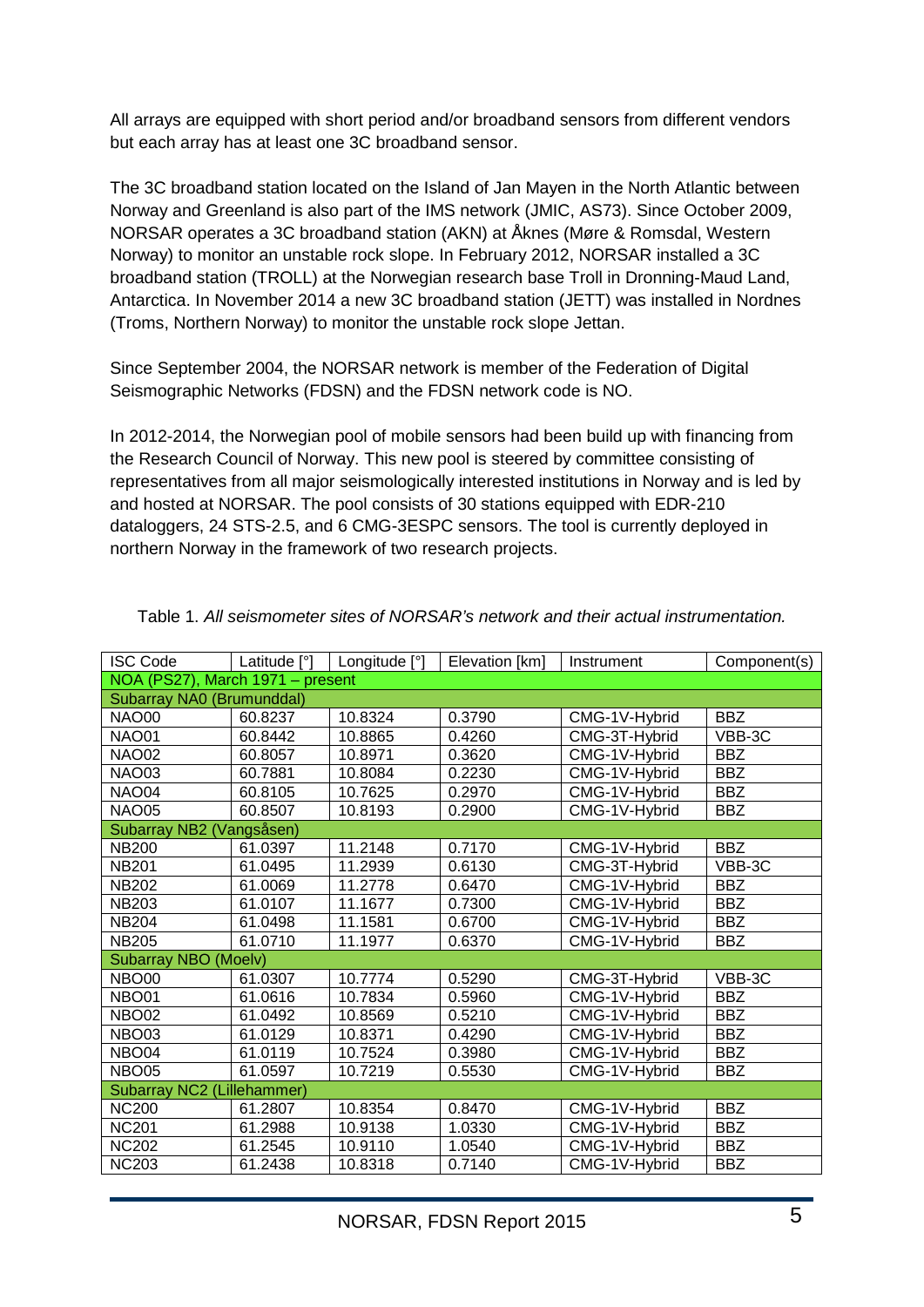All arrays are equipped with short period and/or broadband sensors from different vendors but each array has at least one 3C broadband sensor.

The 3C broadband station located on the Island of Jan Mayen in the North Atlantic between Norway and Greenland is also part of the IMS network (JMIC, AS73). Since October 2009, NORSAR operates a 3C broadband station (AKN) at Åknes (Møre & Romsdal, Western Norway) to monitor an unstable rock slope. In February 2012, NORSAR installed a 3C broadband station (TROLL) at the Norwegian research base Troll in Dronning-Maud Land, Antarctica. In November 2014 a new 3C broadband station (JETT) was installed in Nordnes (Troms, Northern Norway) to monitor the unstable rock slope Jettan.

Since September 2004, the NORSAR network is member of the Federation of Digital Seismographic Networks (FDSN) and the FDSN network code is NO.

In 2012-2014, the Norwegian pool of mobile sensors had been build up with financing from the Research Council of Norway. This new pool is steered by committee consisting of representatives from all major seismologically interested institutions in Norway and is led by and hosted at NORSAR. The pool consists of 30 stations equipped with EDR-210 dataloggers, 24 STS-2.5, and 6 CMG-3ESPC sensors. The tool is currently deployed in northern Norway in the framework of two research projects.

Table 1. *All seismometer sites of NORSAR's network and their actual instrumentation.*

| ISC Code | Latitude [°] | Longitude [°] | Elevation [km] | Instrument | Component(s) |
|---|---|---|---|---|---|
| NOA (PS27), March 1971 – present | | | | | |
| Subarray NA0 (Brumunddal) | | | | | |
| NAO00 | 60.8237 | 10.8324 | 0.3790 | CMG-1V-Hybrid | BBZ |
| NAO01 | 60.8442 | 10.8865 | 0.4260 | CMG-3T-Hybrid | VBB-3C |
| NAO02 | 60.8057 | 10.8971 | 0.3620 | CMG-1V-Hybrid | BBZ |
| NAO03 | 60.7881 | 10.8084 | 0.2230 | CMG-1V-Hybrid | BBZ |
| NAO04 | 60.8105 | 10.7625 | 0.2970 | CMG-1V-Hybrid | BBZ |
| NAO05 | 60.8507 | 10.8193 | 0.2900 | CMG-1V-Hybrid | BBZ |
| Subarray NB2 (Vangsåsen) | | | | | |
| NB200 | 61.0397 | 11.2148 | 0.7170 | CMG-1V-Hybrid | BBZ |
| NB201 | 61.0495 | 11.2939 | 0.6130 | CMG-3T-Hybrid | VBB-3C |
| NB202 | 61.0069 | 11.2778 | 0.6470 | CMG-1V-Hybrid | BBZ |
| NB203 | 61.0107 | 11.1677 | 0.7300 | CMG-1V-Hybrid | BBZ |
| NB204 | 61.0498 | 11.1581 | 0.6700 | CMG-1V-Hybrid | BBZ |
| NB205 | 61.0710 | 11.1977 | 0.6370 | CMG-1V-Hybrid | BBZ |
| Subarray NBO (Moelv) | | | | | |
| NBO00 | 61.0307 | 10.7774 | 0.5290 | CMG-3T-Hybrid | VBB-3C |
| NBO01 | 61.0616 | 10.7834 | 0.5960 | CMG-1V-Hybrid | BBZ |
| NBO02 | 61.0492 | 10.8569 | 0.5210 | CMG-1V-Hybrid | BBZ |
| NBO03 | 61.0129 | 10.8371 | 0.4290 | CMG-1V-Hybrid | BBZ |
| NBO04 | 61.0119 | 10.7524 | 0.3980 | CMG-1V-Hybrid | BBZ |
| NBO05 | 61.0597 | 10.7219 | 0.5530 | CMG-1V-Hybrid | BBZ |
| Subarray NC2 (Lillehammer) | | | | | |
| NC200 | 61.2807 | 10.8354 | 0.8470 | CMG-1V-Hybrid | BBZ |
| NC201 | 61.2988 | 10.9138 | 1.0330 | CMG-1V-Hybrid | BBZ |
| NC202 | 61.2545 | 10.9110 | 1.0540 | CMG-1V-Hybrid | BBZ |
| NC203 | 61.2438 | 10.8318 | 0.7140 | CMG-1V-Hybrid | BBZ |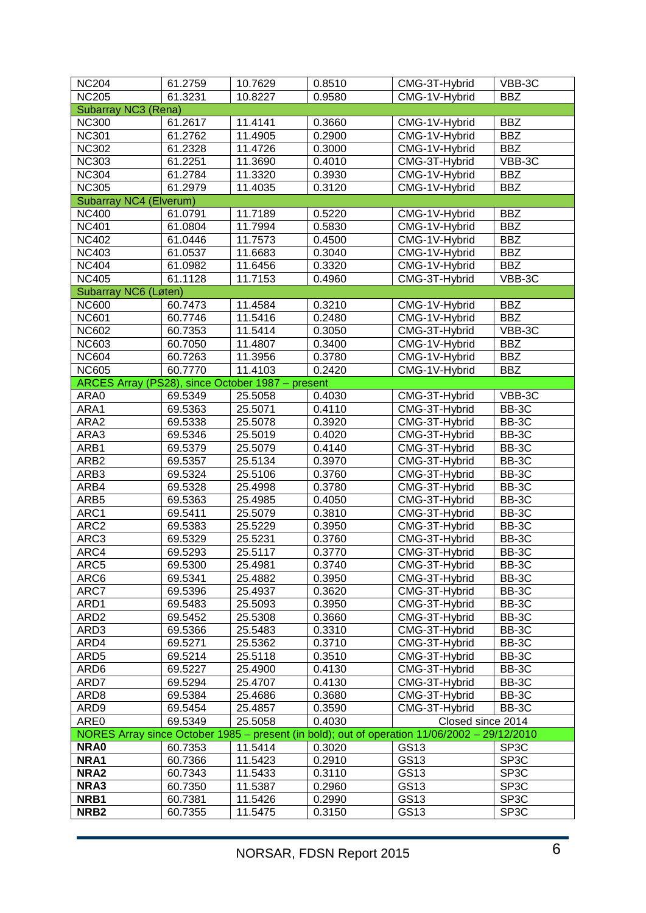| | | | | | |
|---|---|---|---|---|---|
| NC204 | 61.2759 | 10.7629 | 0.8510 | CMG-3T-Hybrid | VBB-3C |
| NC205 | 61.3231 | 10.8227 | 0.9580 | CMG-1V-Hybrid | BBZ |
| Subarray NC3 (Rena) | | | | | |
| NC300 | 61.2617 | 11.4141 | 0.3660 | CMG-1V-Hybrid | BBZ |
| NC301 | 61.2762 | 11.4905 | 0.2900 | CMG-1V-Hybrid | BBZ |
| NC302 | 61.2328 | 11.4726 | 0.3000 | CMG-1V-Hybrid | BBZ |
| NC303 | 61.2251 | 11.3690 | 0.4010 | CMG-3T-Hybrid | VBB-3C |
| NC304 | 61.2784 | 11.3320 | 0.3930 | CMG-1V-Hybrid | BBZ |
| NC305 | 61.2979 | 11.4035 | 0.3120 | CMG-1V-Hybrid | BBZ |
| Subarray NC4 (Elverum) | | | | | |
| NC400 | 61.0791 | 11.7189 | 0.5220 | CMG-1V-Hybrid | BBZ |
| NC401 | 61.0804 | 11.7994 | 0.5830 | CMG-1V-Hybrid | BBZ |
| NC402 | 61.0446 | 11.7573 | 0.4500 | CMG-1V-Hybrid | BBZ |
| NC403 | 61.0537 | 11.6683 | 0.3040 | CMG-1V-Hybrid | BBZ |
| NC404 | 61.0982 | 11.6456 | 0.3320 | CMG-1V-Hybrid | BBZ |
| NC405 | 61.1128 | 11.7153 | 0.4960 | CMG-3T-Hybrid | VBB-3C |
| Subarray NC6 (Løten) | | | | | |
| NC600 | 60.7473 | 11.4584 | 0.3210 | CMG-1V-Hybrid | BBZ |
| NC601 | 60.7746 | 11.5416 | 0.2480 | CMG-1V-Hybrid | BBZ |
| NC602 | 60.7353 | 11.5414 | 0.3050 | CMG-3T-Hybrid | VBB-3C |
| NC603 | 60.7050 | 11.4807 | 0.3400 | CMG-1V-Hybrid | BBZ |
| NC604 | 60.7263 | 11.3956 | 0.3780 | CMG-1V-Hybrid | BBZ |
| NC605 | 60.7770 | 11.4103 | 0.2420 | CMG-1V-Hybrid | BBZ |
| ARCES Array (PS28), since October 1987 – present | | | | | |
| ARA0 | 69.5349 | 25.5058 | 0.4030 | CMG-3T-Hybrid | VBB-3C |
| ARA1 | 69.5363 | 25.5071 | 0.4110 | CMG-3T-Hybrid | BB-3C |
| ARA2 | 69.5338 | 25.5078 | 0.3920 | CMG-3T-Hybrid | BB-3C |
| ARA3 | 69.5346 | 25.5019 | 0.4020 | CMG-3T-Hybrid | BB-3C |
| ARB1 | 69.5379 | 25.5079 | 0.4140 | CMG-3T-Hybrid | BB-3C |
| ARB2 | 69.5357 | 25.5134 | 0.3970 | CMG-3T-Hybrid | BB-3C |
| ARB3 | 69.5324 | 25.5106 | 0.3760 | CMG-3T-Hybrid | BB-3C |
| ARB4 | 69.5328 | 25.4998 | 0.3780 | CMG-3T-Hybrid | BB-3C |
| ARB5 | 69.5363 | 25.4985 | 0.4050 | CMG-3T-Hybrid | BB-3C |
| ARC1 | 69.5411 | 25.5079 | 0.3810 | CMG-3T-Hybrid | BB-3C |
| ARC2 | 69.5383 | 25.5229 | 0.3950 | CMG-3T-Hybrid | BB-3C |
| ARC3 | 69.5329 | 25.5231 | 0.3760 | CMG-3T-Hybrid | BB-3C |
| ARC4 | 69.5293 | 25.5117 | 0.3770 | CMG-3T-Hybrid | BB-3C |
| ARC5 | 69.5300 | 25.4981 | 0.3740 | CMG-3T-Hybrid | BB-3C |
| ARC6 | 69.5341 | 25.4882 | 0.3950 | CMG-3T-Hybrid | BB-3C |
| ARC7 | 69.5396 | 25.4937 | 0.3620 | CMG-3T-Hybrid | BB-3C |
| ARD1 | 69.5483 | 25.5093 | 0.3950 | CMG-3T-Hybrid | BB-3C |
| ARD2 | 69.5452 | 25.5308 | 0.3660 | CMG-3T-Hybrid | BB-3C |
| ARD3 | 69.5366 | 25.5483 | 0.3310 | CMG-3T-Hybrid | BB-3C |
| ARD4 | 69.5271 | 25.5362 | 0.3710 | CMG-3T-Hybrid | BB-3C |
| ARD5 | 69.5214 | 25.5118 | 0.3510 | CMG-3T-Hybrid | BB-3C |
| ARD6 | 69.5227 | 25.4900 | 0.4130 | CMG-3T-Hybrid | BB-3C |
| ARD7 | 69.5294 | 25.4707 | 0.4130 | CMG-3T-Hybrid | BB-3C |
| ARD8 | 69.5384 | 25.4686 | 0.3680 | CMG-3T-Hybrid | BB-3C |
| ARD9 | 69.5454 | 25.4857 | 0.3590 | CMG-3T-Hybrid | BB-3C |
| ARE0 | 69.5349 | 25.5058 | 0.4030 | Closed since 2014 | |
| NORES Array since October 1985 – present (in bold); out of operation 11/06/2002 – 29/12/2010 | | | | | |
| **NRA0** | 60.7353 | 11.5414 | 0.3020 | GS13 | SP3C |
| **NRA1** | 60.7366 | 11.5423 | 0.2910 | GS13 | SP3C |
| **NRA2** | 60.7343 | 11.5433 | 0.3110 | GS13 | SP3C |
| **NRA3** | 60.7350 | 11.5387 | 0.2960 | GS13 | SP3C |
| **NRB1** | 60.7381 | 11.5426 | 0.2990 | GS13 | SP3C |
| **NRB2** | 60.7355 | 11.5475 | 0.3150 | GS13 | SP3C |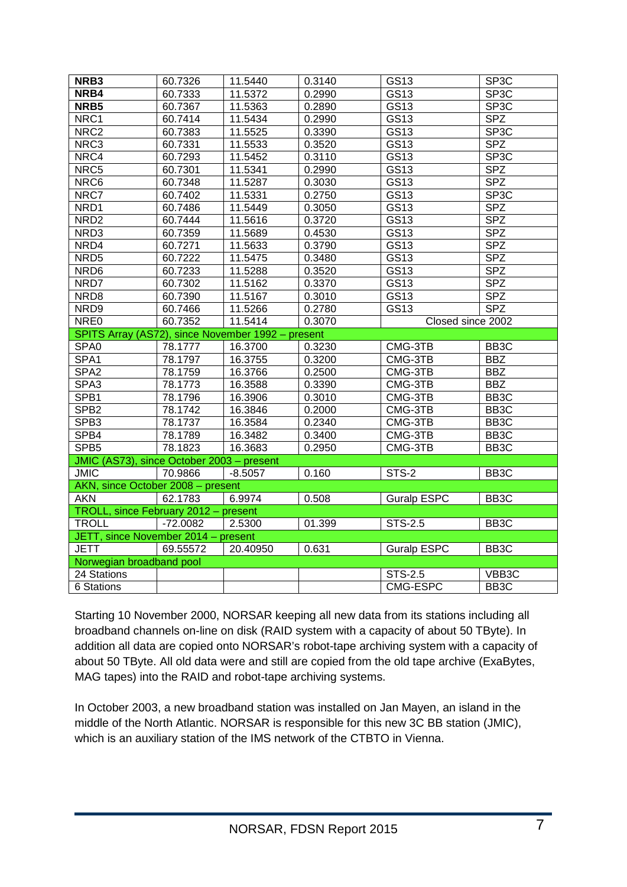| | | | | | |
|---|---|---|---|---|---|
| **NRB3** | 60.7326 | 11.5440 | 0.3140 | GS13 | SP3C |
| **NRB4** | 60.7333 | 11.5372 | 0.2990 | GS13 | SP3C |
| **NRB5** | 60.7367 | 11.5363 | 0.2890 | GS13 | SP3C |
| NRC1 | 60.7414 | 11.5434 | 0.2990 | GS13 | SPZ |
| NRC2 | 60.7383 | 11.5525 | 0.3390 | GS13 | SP3C |
| NRC3 | 60.7331 | 11.5533 | 0.3520 | GS13 | SPZ |
| NRC4 | 60.7293 | 11.5452 | 0.3110 | GS13 | SP3C |
| NRC5 | 60.7301 | 11.5341 | 0.2990 | GS13 | SPZ |
| NRC6 | 60.7348 | 11.5287 | 0.3030 | GS13 | SPZ |
| NRC7 | 60.7402 | 11.5331 | 0.2750 | GS13 | SP3C |
| NRD1 | 60.7486 | 11.5449 | 0.3050 | GS13 | SPZ |
| NRD2 | 60.7444 | 11.5616 | 0.3720 | GS13 | SPZ |
| NRD3 | 60.7359 | 11.5689 | 0.4530 | GS13 | SPZ |
| NRD4 | 60.7271 | 11.5633 | 0.3790 | GS13 | SPZ |
| NRD5 | 60.7222 | 11.5475 | 0.3480 | GS13 | SPZ |
| NRD6 | 60.7233 | 11.5288 | 0.3520 | GS13 | SPZ |
| NRD7 | 60.7302 | 11.5162 | 0.3370 | GS13 | SPZ |
| NRD8 | 60.7390 | 11.5167 | 0.3010 | GS13 | SPZ |
| NRD9 | 60.7466 | 11.5266 | 0.2780 | GS13 | SPZ |
| NRE0 | 60.7352 | 11.5414 | 0.3070 | Closed since 2002 | |
| SPITS Array (AS72), since November 1992 – present | | | | | |
| SPA0 | 78.1777 | 16.3700 | 0.3230 | CMG-3TB | BB3C |
| SPA1 | 78.1797 | 16.3755 | 0.3200 | CMG-3TB | BBZ |
| SPA2 | 78.1759 | 16.3766 | 0.2500 | CMG-3TB | BBZ |
| SPA3 | 78.1773 | 16.3588 | 0.3390 | CMG-3TB | BBZ |
| SPB1 | 78.1796 | 16.3906 | 0.3010 | CMG-3TB | BB3C |
| SPB2 | 78.1742 | 16.3846 | 0.2000 | CMG-3TB | BB3C |
| SPB3 | 78.1737 | 16.3584 | 0.2340 | CMG-3TB | BB3C |
| SPB4 | 78.1789 | 16.3482 | 0.3400 | CMG-3TB | BB3C |
| SPB5 | 78.1823 | 16.3683 | 0.2950 | CMG-3TB | BB3C |
| JMIC (AS73), since October 2003 – present | | | | | |
| JMIC | 70.9866 | -8.5057 | 0.160 | STS-2 | BB3C |
| AKN, since October 2008 – present | | | | | |
| AKN | 62.1783 | 6.9974 | 0.508 | Guralp ESPC | BB3C |
| TROLL, since February 2012 – present | | | | | |
| TROLL | -72.0082 | 2.5300 | 01.399 | STS-2.5 | BB3C |
| JETT, since November 2014 – present | | | | | |
| JETT | 69.55572 | 20.40950 | 0.631 | Guralp ESPC | BB3C |
| Norwegian broadband pool | | | | | |
| 24 Stations | | | | STS-2.5 | VBB3C |
| 6 Stations | | | | CMG-ESPC | BB3C |

Starting 10 November 2000, NORSAR keeping all new data from its stations including all broadband channels on-line on disk (RAID system with a capacity of about 50 TByte). In addition all data are copied onto NORSAR's robot-tape archiving system with a capacity of about 50 TByte. All old data were and still are copied from the old tape archive (ExaBytes, MAG tapes) into the RAID and robot-tape archiving systems.

In October 2003, a new broadband station was installed on Jan Mayen, an island in the middle of the North Atlantic. NORSAR is responsible for this new 3C BB station (JMIC), which is an auxiliary station of the IMS network of the CTBTO in Vienna.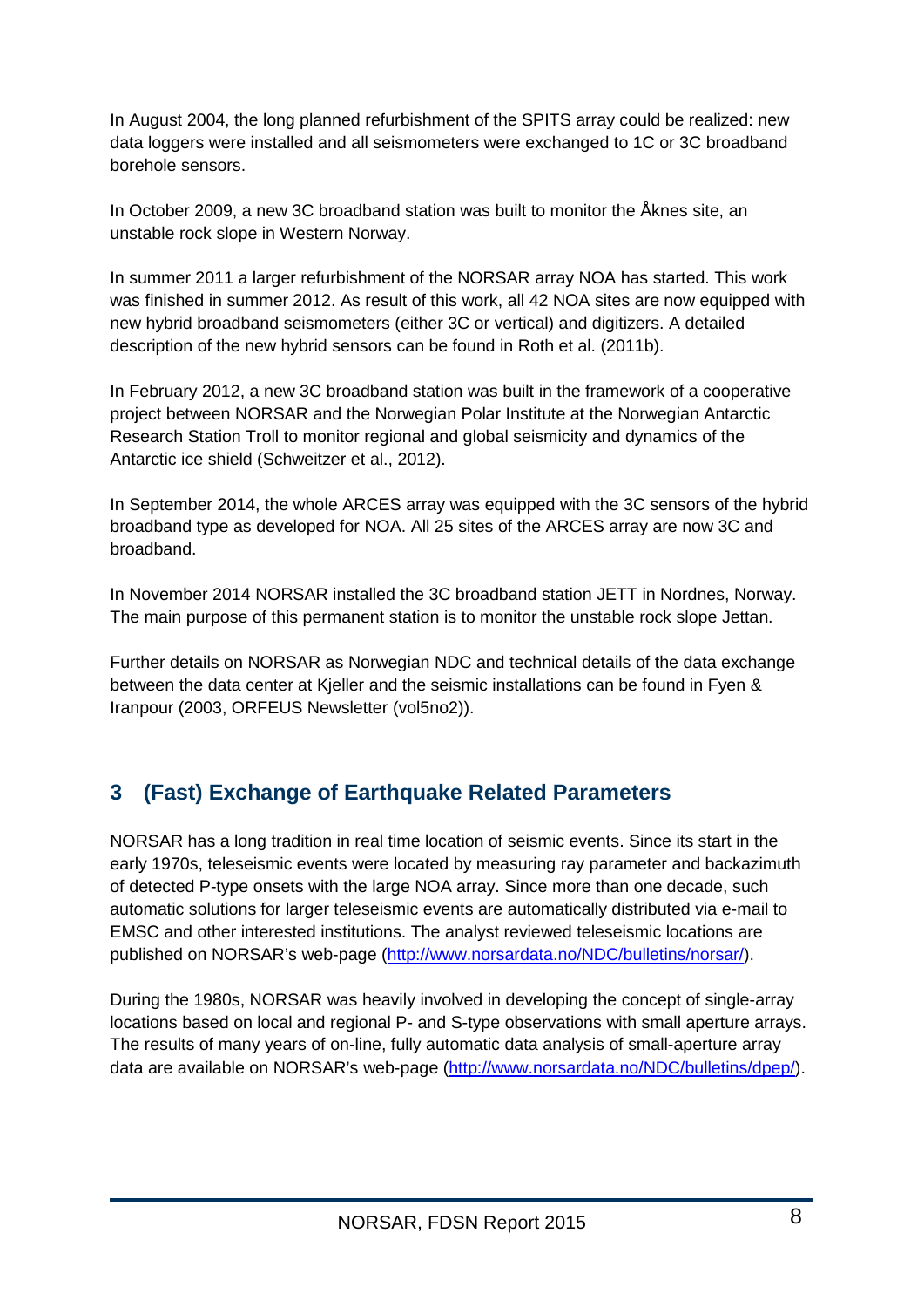In August 2004, the long planned refurbishment of the SPITS array could be realized: new data loggers were installed and all seismometers were exchanged to 1C or 3C broadband borehole sensors.

In October 2009, a new 3C broadband station was built to monitor the Åknes site, an unstable rock slope in Western Norway.

In summer 2011 a larger refurbishment of the NORSAR array NOA has started. This work was finished in summer 2012. As result of this work, all 42 NOA sites are now equipped with new hybrid broadband seismometers (either 3C or vertical) and digitizers. A detailed description of the new hybrid sensors can be found in Roth et al. (2011b).

In February 2012, a new 3C broadband station was built in the framework of a cooperative project between NORSAR and the Norwegian Polar Institute at the Norwegian Antarctic Research Station Troll to monitor regional and global seismicity and dynamics of the Antarctic ice shield (Schweitzer et al., 2012).

In September 2014, the whole ARCES array was equipped with the 3C sensors of the hybrid broadband type as developed for NOA. All 25 sites of the ARCES array are now 3C and broadband.

In November 2014 NORSAR installed the 3C broadband station JETT in Nordnes, Norway. The main purpose of this permanent station is to monitor the unstable rock slope Jettan.

Further details on NORSAR as Norwegian NDC and technical details of the data exchange between the data center at Kjeller and the seismic installations can be found in Fyen & Iranpour (2003, ORFEUS Newsletter (vol5no2)).

## 3 (Fast) Exchange of Earthquake Related Parameters

NORSAR has a long tradition in real time location of seismic events. Since its start in the early 1970s, teleseismic events were located by measuring ray parameter and backazimuth of detected P-type onsets with the large NOA array. Since more than one decade, such automatic solutions for larger teleseismic events are automatically distributed via e-mail to EMSC and other interested institutions. The analyst reviewed teleseismic locations are published on NORSAR's web-page (http://www.norsardata.no/NDC/bulletins/norsar/).

During the 1980s, NORSAR was heavily involved in developing the concept of single-array locations based on local and regional P- and S-type observations with small aperture arrays. The results of many years of on-line, fully automatic data analysis of small-aperture array data are available on NORSAR's web-page (http://www.norsardata.no/NDC/bulletins/dpep/).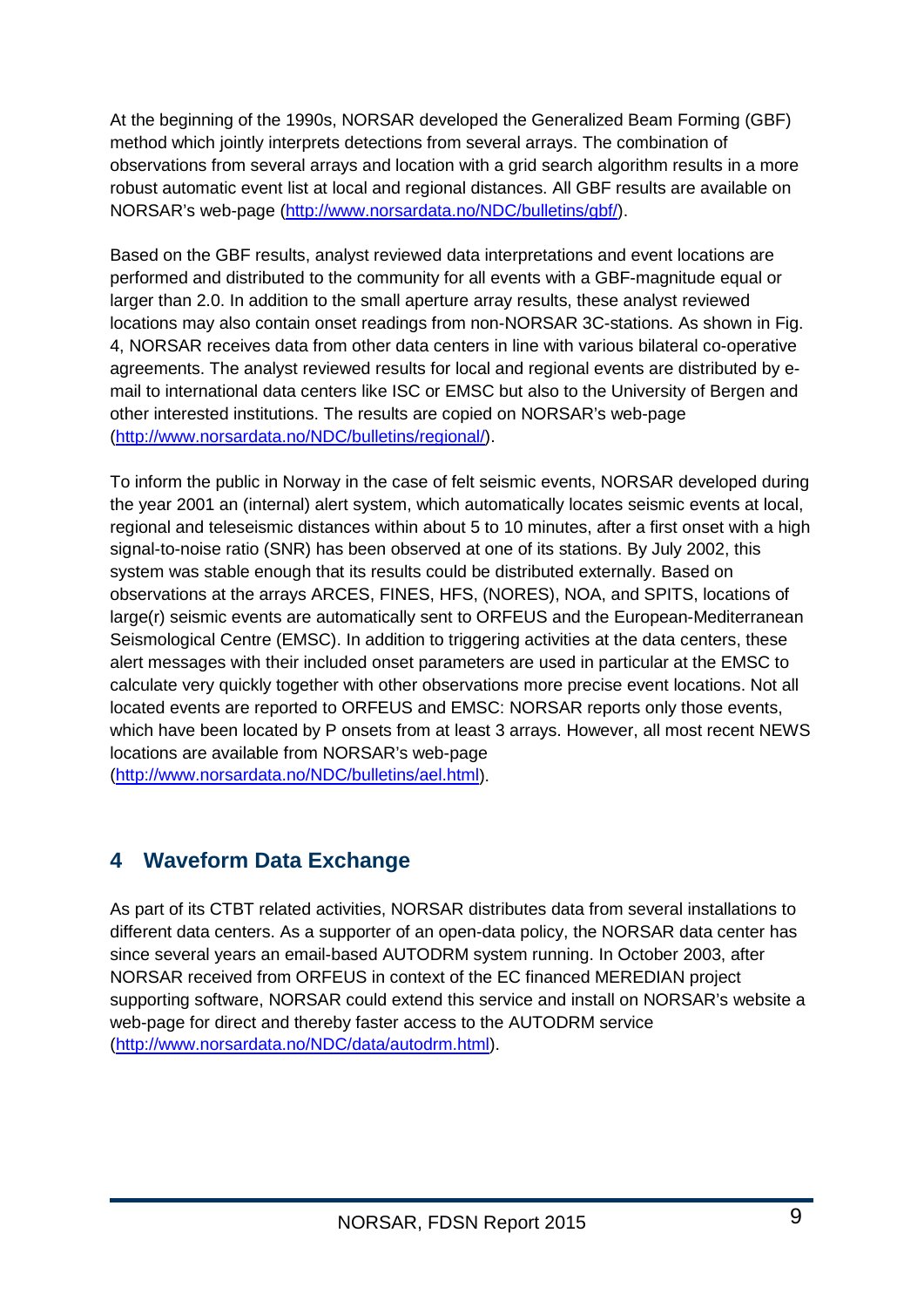At the beginning of the 1990s, NORSAR developed the Generalized Beam Forming (GBF) method which jointly interprets detections from several arrays. The combination of observations from several arrays and location with a grid search algorithm results in a more robust automatic event list at local and regional distances. All GBF results are available on NORSAR's web-page (http://www.norsardata.no/NDC/bulletins/gbf/).

Based on the GBF results, analyst reviewed data interpretations and event locations are performed and distributed to the community for all events with a GBF-magnitude equal or larger than 2.0. In addition to the small aperture array results, these analyst reviewed locations may also contain onset readings from non-NORSAR 3C-stations. As shown in Fig. 4, NORSAR receives data from other data centers in line with various bilateral co-operative agreements. The analyst reviewed results for local and regional events are distributed by e-mail to international data centers like ISC or EMSC but also to the University of Bergen and other interested institutions. The results are copied on NORSAR's web-page (http://www.norsardata.no/NDC/bulletins/regional/).

To inform the public in Norway in the case of felt seismic events, NORSAR developed during the year 2001 an (internal) alert system, which automatically locates seismic events at local, regional and teleseismic distances within about 5 to 10 minutes, after a first onset with a high signal-to-noise ratio (SNR) has been observed at one of its stations. By July 2002, this system was stable enough that its results could be distributed externally. Based on observations at the arrays ARCES, FINES, HFS, (NORES), NOA, and SPITS, locations of large(r) seismic events are automatically sent to ORFEUS and the European-Mediterranean Seismological Centre (EMSC). In addition to triggering activities at the data centers, these alert messages with their included onset parameters are used in particular at the EMSC to calculate very quickly together with other observations more precise event locations. Not all located events are reported to ORFEUS and EMSC: NORSAR reports only those events, which have been located by P onsets from at least 3 arrays. However, all most recent NEWS locations are available from NORSAR's web-page (http://www.norsardata.no/NDC/bulletins/ael.html).

## 4 Waveform Data Exchange

As part of its CTBT related activities, NORSAR distributes data from several installations to different data centers. As a supporter of an open-data policy, the NORSAR data center has since several years an email-based AUTODRM system running. In October 2003, after NORSAR received from ORFEUS in context of the EC financed MEREDIAN project supporting software, NORSAR could extend this service and install on NORSAR's website a web-page for direct and thereby faster access to the AUTODRM service (http://www.norsardata.no/NDC/data/autodrm.html).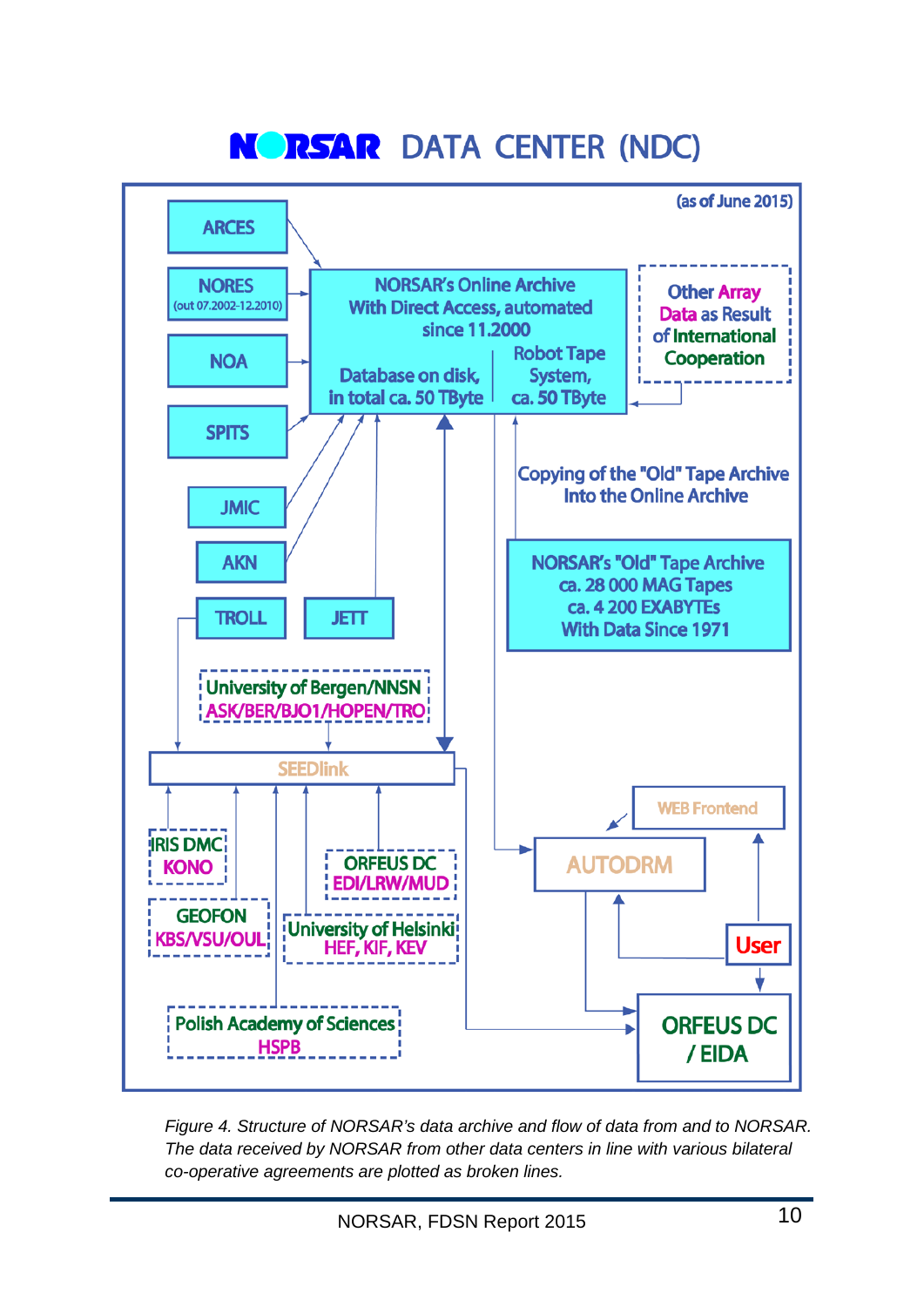# NORSAR DATA CENTER (NDC)

(as of June 2015)

ARCES

NORES (out 07.2002-12.2010)

NOA

SPITS

JMIC

AKN

TROLL

JETT

NORSAR's Online Archive With Direct Access, automated since 11.2000

Database on disk, in total ca. 50 TByte

Robot Tape System, ca. 50 TByte

Other Array Data as Result of International Cooperation

Copying of the "Old" Tape Archive Into the Online Archive

NORSAR's "Old" Tape Archive ca. 28 000 MAG Tapes ca. 4 200 EXABYTEs With Data Since 1971

University of Bergen/NNSN ASK/BER/BJO1/HOPEN/TRO

SEEDlink

IRIS DMC KONO

GEOFON KBS/VSU/OUL

ORFEUS DC EDI/LRW/MUD

University of Helsinki HEF, KIF, KEV

Polish Academy of Sciences HSPB

WEB Frontend

AUTODRM

User

ORFEUS DC / EIDA

*Figure 4. Structure of NORSAR's data archive and flow of data from and to NORSAR. The data received by NORSAR from other data centers in line with various bilateral co-operative agreements are plotted as broken lines.*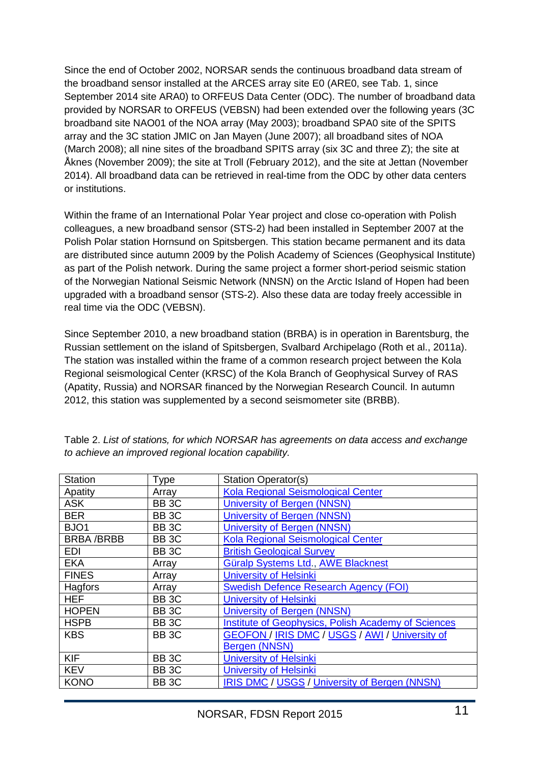Since the end of October 2002, NORSAR sends the continuous broadband data stream of the broadband sensor installed at the ARCES array site E0 (ARE0, see Tab. 1, since September 2014 site ARA0) to ORFEUS Data Center (ODC). The number of broadband data provided by NORSAR to ORFEUS (VEBSN) had been extended over the following years (3C broadband site NAO01 of the NOA array (May 2003); broadband SPA0 site of the SPITS array and the 3C station JMIC on Jan Mayen (June 2007); all broadband sites of NOA (March 2008); all nine sites of the broadband SPITS array (six 3C and three Z); the site at Åknes (November 2009); the site at Troll (February 2012), and the site at Jettan (November 2014). All broadband data can be retrieved in real-time from the ODC by other data centers or institutions.

Within the frame of an International Polar Year project and close co-operation with Polish colleagues, a new broadband sensor (STS-2) had been installed in September 2007 at the Polish Polar station Hornsund on Spitsbergen. This station became permanent and its data are distributed since autumn 2009 by the Polish Academy of Sciences (Geophysical Institute) as part of the Polish network. During the same project a former short-period seismic station of the Norwegian National Seismic Network (NNSN) on the Arctic Island of Hopen had been upgraded with a broadband sensor (STS-2). Also these data are today freely accessible in real time via the ODC (VEBSN).

Since September 2010, a new broadband station (BRBA) is in operation in Barentsburg, the Russian settlement on the island of Spitsbergen, Svalbard Archipelago (Roth et al., 2011a). The station was installed within the frame of a common research project between the Kola Regional seismological Center (KRSC) of the Kola Branch of Geophysical Survey of RAS (Apatity, Russia) and NORSAR financed by the Norwegian Research Council. In autumn 2012, this station was supplemented by a second seismometer site (BRBB).

Table 2. *List of stations, for which NORSAR has agreements on data access and exchange to achieve an improved regional location capability.*

| Station | Type | Station Operator(s) |
|---|---|---|
| Apatity | Array | Kola Regional Seismological Center |
| ASK | BB 3C | University of Bergen (NNSN) |
| BER | BB 3C | University of Bergen (NNSN) |
| BJO1 | BB 3C | University of Bergen (NNSN) |
| BRBA /BRBB | BB 3C | Kola Regional Seismological Center |
| EDI | BB 3C | British Geological Survey |
| EKA | Array | Güralp Systems Ltd., AWE Blacknest |
| FINES | Array | University of Helsinki |
| Hagfors | Array | Swedish Defence Research Agency (FOI) |
| HEF | BB 3C | University of Helsinki |
| HOPEN | BB 3C | University of Bergen (NNSN) |
| HSPB | BB 3C | Institute of Geophysics, Polish Academy of Sciences |
| KBS | BB 3C | GEOFON / IRIS DMC / USGS / AWI / University of Bergen (NNSN) |
| KIF | BB 3C | University of Helsinki |
| KEV | BB 3C | University of Helsinki |
| KONO | BB 3C | IRIS DMC / USGS / University of Bergen (NNSN) |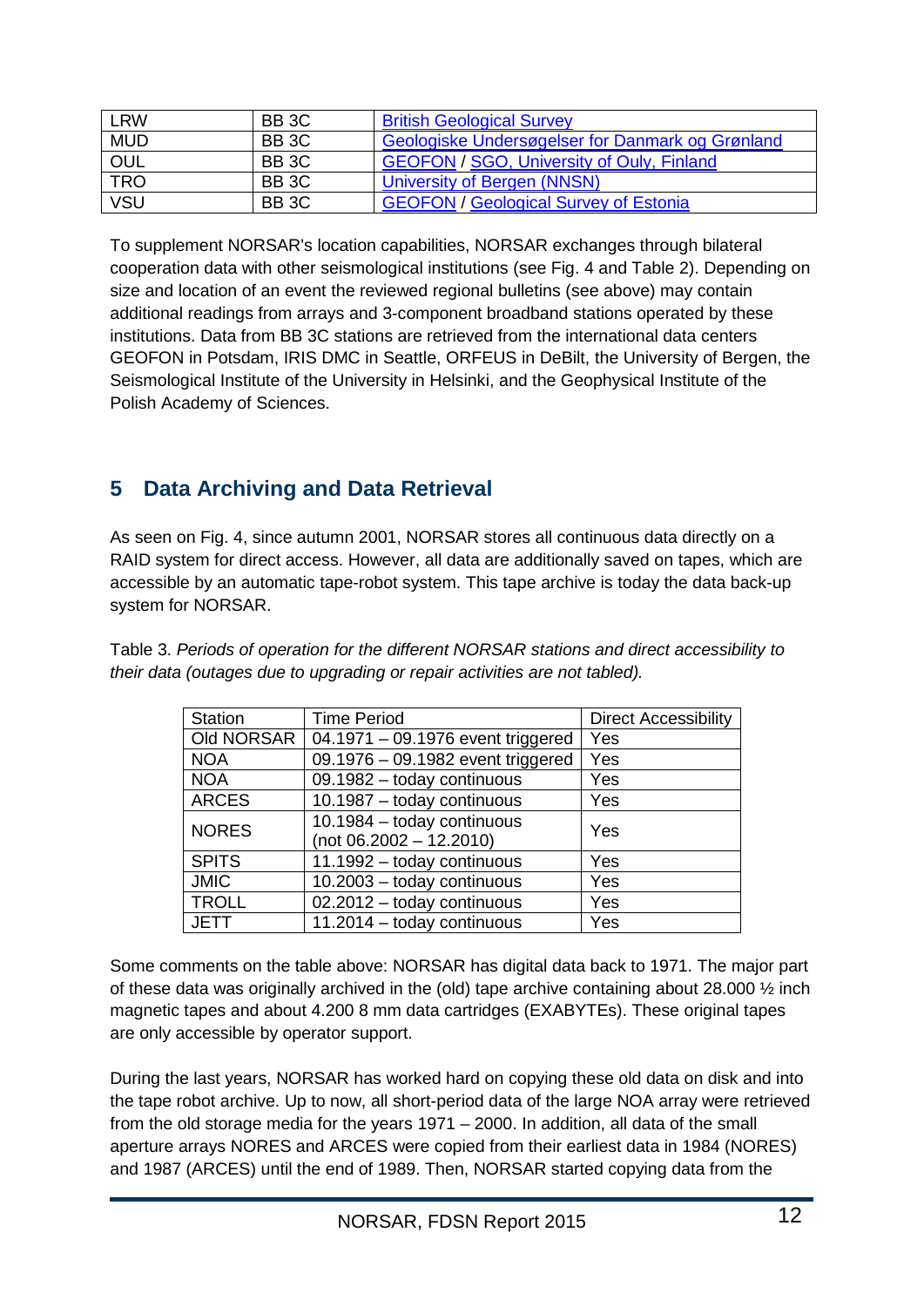| | | |
|---|---|---|
| LRW | BB 3C | British Geological Survey |
| MUD | BB 3C | Geologiske Undersøgelser for Danmark og Grønland |
| OUL | BB 3C | GEOFON / SGO, University of Ouly, Finland |
| TRO | BB 3C | University of Bergen (NNSN) |
| VSU | BB 3C | GEOFON / Geological Survey of Estonia |

To supplement NORSAR's location capabilities, NORSAR exchanges through bilateral cooperation data with other seismological institutions (see Fig. 4 and Table 2). Depending on size and location of an event the reviewed regional bulletins (see above) may contain additional readings from arrays and 3-component broadband stations operated by these institutions. Data from BB 3C stations are retrieved from the international data centers GEOFON in Potsdam, IRIS DMC in Seattle, ORFEUS in DeBilt, the University of Bergen, the Seismological Institute of the University in Helsinki, and the Geophysical Institute of the Polish Academy of Sciences.

## 5 Data Archiving and Data Retrieval

As seen on Fig. 4, since autumn 2001, NORSAR stores all continuous data directly on a RAID system for direct access. However, all data are additionally saved on tapes, which are accessible by an automatic tape-robot system. This tape archive is today the data back-up system for NORSAR.

Table 3. *Periods of operation for the different NORSAR stations and direct accessibility to their data (outages due to upgrading or repair activities are not tabled).*

| Station | Time Period | Direct Accessibility |
|---|---|---|
| Old NORSAR | 04.1971 – 09.1976 event triggered | Yes |
| NOA | 09.1976 – 09.1982 event triggered | Yes |
| NOA | 09.1982 – today continuous | Yes |
| ARCES | 10.1987 – today continuous | Yes |
| NORES | 10.1984 – today continuous (not 06.2002 – 12.2010) | Yes |
| SPITS | 11.1992 – today continuous | Yes |
| JMIC | 10.2003 – today continuous | Yes |
| TROLL | 02.2012 – today continuous | Yes |
| JETT | 11.2014 – today continuous | Yes |

Some comments on the table above: NORSAR has digital data back to 1971. The major part of these data was originally archived in the (old) tape archive containing about 28.000 ½ inch magnetic tapes and about 4.200 8 mm data cartridges (EXABYTEs). These original tapes are only accessible by operator support.

During the last years, NORSAR has worked hard on copying these old data on disk and into the tape robot archive. Up to now, all short-period data of the large NOA array were retrieved from the old storage media for the years 1971 – 2000. In addition, all data of the small aperture arrays NORES and ARCES were copied from their earliest data in 1984 (NORES) and 1987 (ARCES) until the end of 1989. Then, NORSAR started copying data from the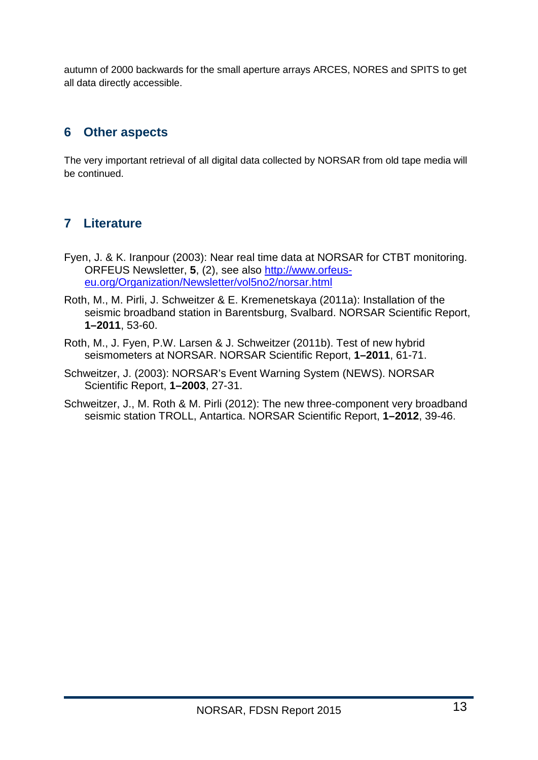autumn of 2000 backwards for the small aperture arrays ARCES, NORES and SPITS to get all data directly accessible.

## 6 Other aspects

The very important retrieval of all digital data collected by NORSAR from old tape media will be continued.

## 7 Literature

Fyen, J. & K. Iranpour (2003): Near real time data at NORSAR for CTBT monitoring. ORFEUS Newsletter, **5**, (2), see also http://www.orfeus-eu.org/Organization/Newsletter/vol5no2/norsar.html

Roth, M., M. Pirli, J. Schweitzer & E. Kremenetskaya (2011a): Installation of the seismic broadband station in Barentsburg, Svalbard. NORSAR Scientific Report, **1–2011**, 53-60.

Roth, M., J. Fyen, P.W. Larsen & J. Schweitzer (2011b). Test of new hybrid seismometers at NORSAR. NORSAR Scientific Report, **1–2011**, 61-71.

Schweitzer, J. (2003): NORSAR's Event Warning System (NEWS). NORSAR Scientific Report, **1–2003**, 27-31.

Schweitzer, J., M. Roth & M. Pirli (2012): The new three-component very broadband seismic station TROLL, Antartica. NORSAR Scientific Report, **1–2012**, 39-46.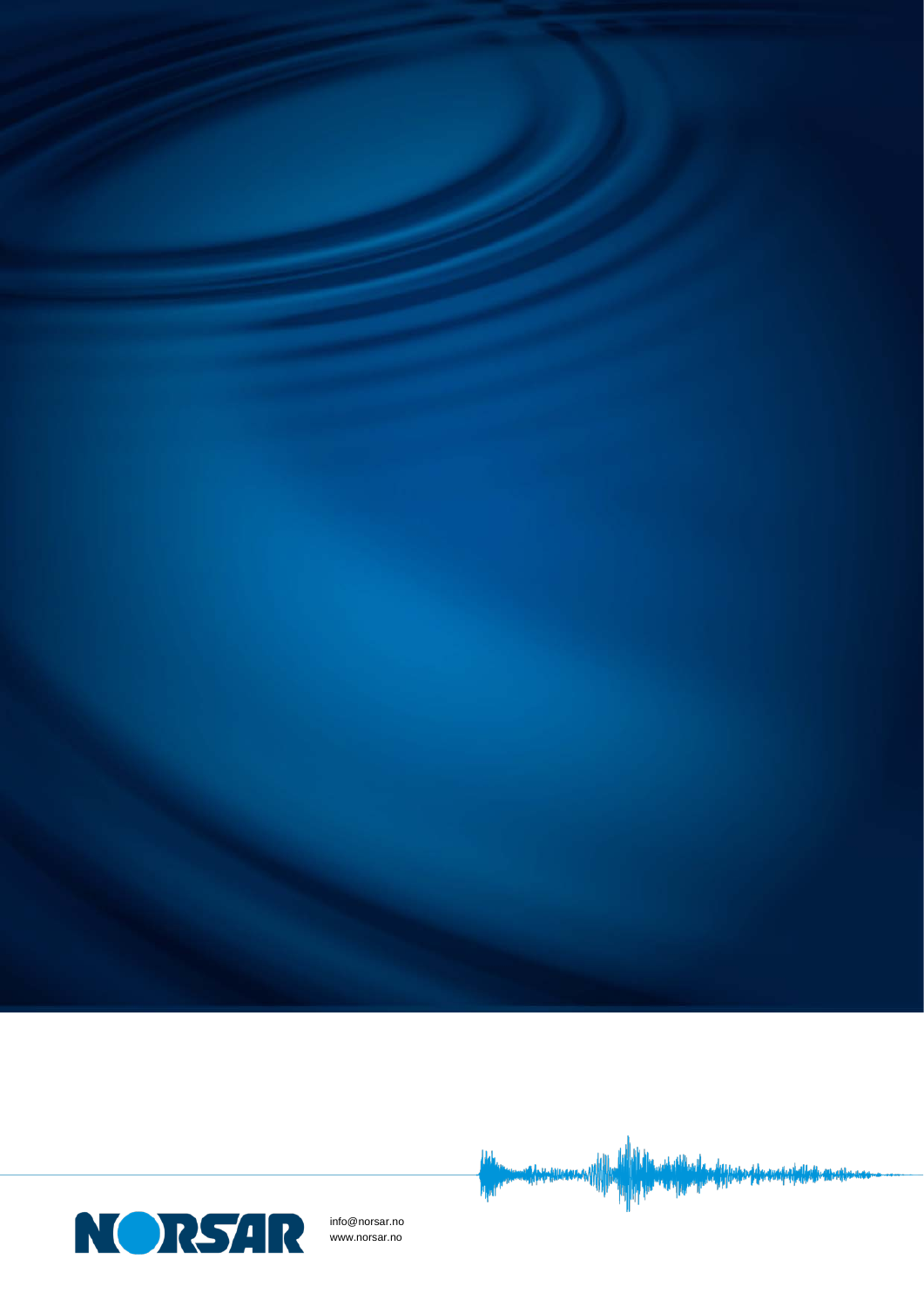NORSAR

info@norsar.no
www.norsar.no